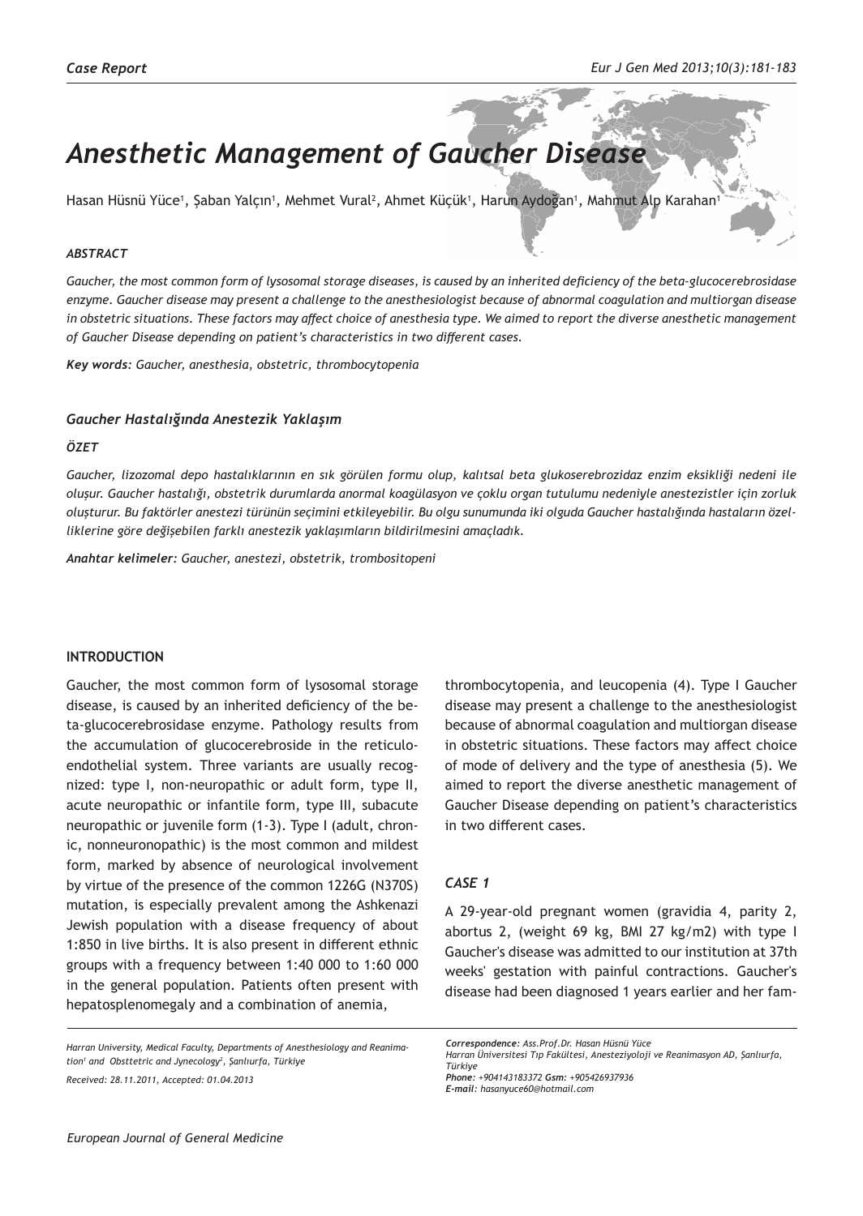*Case Report*

# *Anesthetic Management of Gaucher Disease*

Hasan Hüsnü Yüce[1], Şaban Yalçın[1], Mehmet Vural[2], Ahmet Küçük[1], Harun Aydoğan[1], Mahmut Alp Karahan[1]

### *ABSTRACT*

*Gaucher, the most common form of lysosomal storage diseases, is caused by an inherited deficiency of the beta-glucocerebrosidase enzyme. Gaucher disease may present a challenge to the anesthesiologist because of abnormal coagulation and multiorgan disease in obstetric situations. These factors may affect choice of anesthesia type. We aimed to report the diverse anesthetic management of Gaucher Disease depending on patient's characteristics in two different cases.*

***Key words:*** *Gaucher, anesthesia, obstetric, thrombocytopenia*

### *Gaucher Hastalığında Anestezik Yaklaşım*

### *ÖZET*

*Gaucher, lizozomal depo hastalıklarının en sık görülen formu olup, kalıtsal beta glukoserebrozidaz enzim eksikliği nedeni ile oluşur. Gaucher hastalığı, obstetrik durumlarda anormal koagülasyon ve çoklu organ tutulumu nedeniyle anestezistler için zorluk oluşturur. Bu faktörler anestezi türünün seçimini etkileyebilir. Bu olgu sunumunda iki olguda Gaucher hastalığında hastaların özelliklerine göre değişebilen farklı anestezik yaklaşımların bildirilmesini amaçladık.*

***Anahtar kelimeler:*** *Gaucher, anestezi, obstetrik, trombositopeni*

## INTRODUCTION

Gaucher, the most common form of lysosomal storage disease, is caused by an inherited deficiency of the beta-glucocerebrosidase enzyme. Pathology results from the accumulation of glucocerebroside in the reticuloendothelial system. Three variants are usually recognized: type I, non-neuropathic or adult form, type II, acute neuropathic or infantile form, type III, subacute neuropathic or juvenile form (1-3). Type I (adult, chronic, nonneuronopathic) is the most common and mildest form, marked by absence of neurological involvement by virtue of the presence of the common 1226G (N370S) mutation, is especially prevalent among the Ashkenazi Jewish population with a disease frequency of about 1:850 in live births. It is also present in different ethnic groups with a frequency between 1:40 000 to 1:60 000 in the general population. Patients often present with hepatosplenomegaly and a combination of anemia, thrombocytopenia, and leucopenia (4). Type I Gaucher disease may present a challenge to the anesthesiologist because of abnormal coagulation and multiorgan disease in obstetric situations. These factors may affect choice of mode of delivery and the type of anesthesia (5). We aimed to report the diverse anesthetic management of Gaucher Disease depending on patient's characteristics in two different cases.

## *CASE 1*

A 29-year-old pregnant women (gravidia 4, parity 2, abortus 2, (weight 69 kg, BMI 27 kg/m2) with type I Gaucher's disease was admitted to our institution at 37th weeks' gestation with painful contractions. Gaucher's disease had been diagnosed 1 years earlier and her fam-

*Harran University, Medical Faculty, Departments of Anesthesiology and Reanimation[1] and Obsttetric and Jynecology[2], Şanlıurfa, Türkiye*

*Received: 28.11.2011, Accepted: 01.04.2013*

***Correspondence:*** *Ass.Prof.Dr. Hasan Hüsnü Yüce*
*Harran Üniversitesi Tıp Fakültesi, Anesteziyoloji ve Reanimasyon AD, Şanlıurfa, Türkiye*
***Phone:*** *+904143183372* ***Gsm:*** *+905426937936*
***E-mail:*** *hasanyuce60@hotmail.com*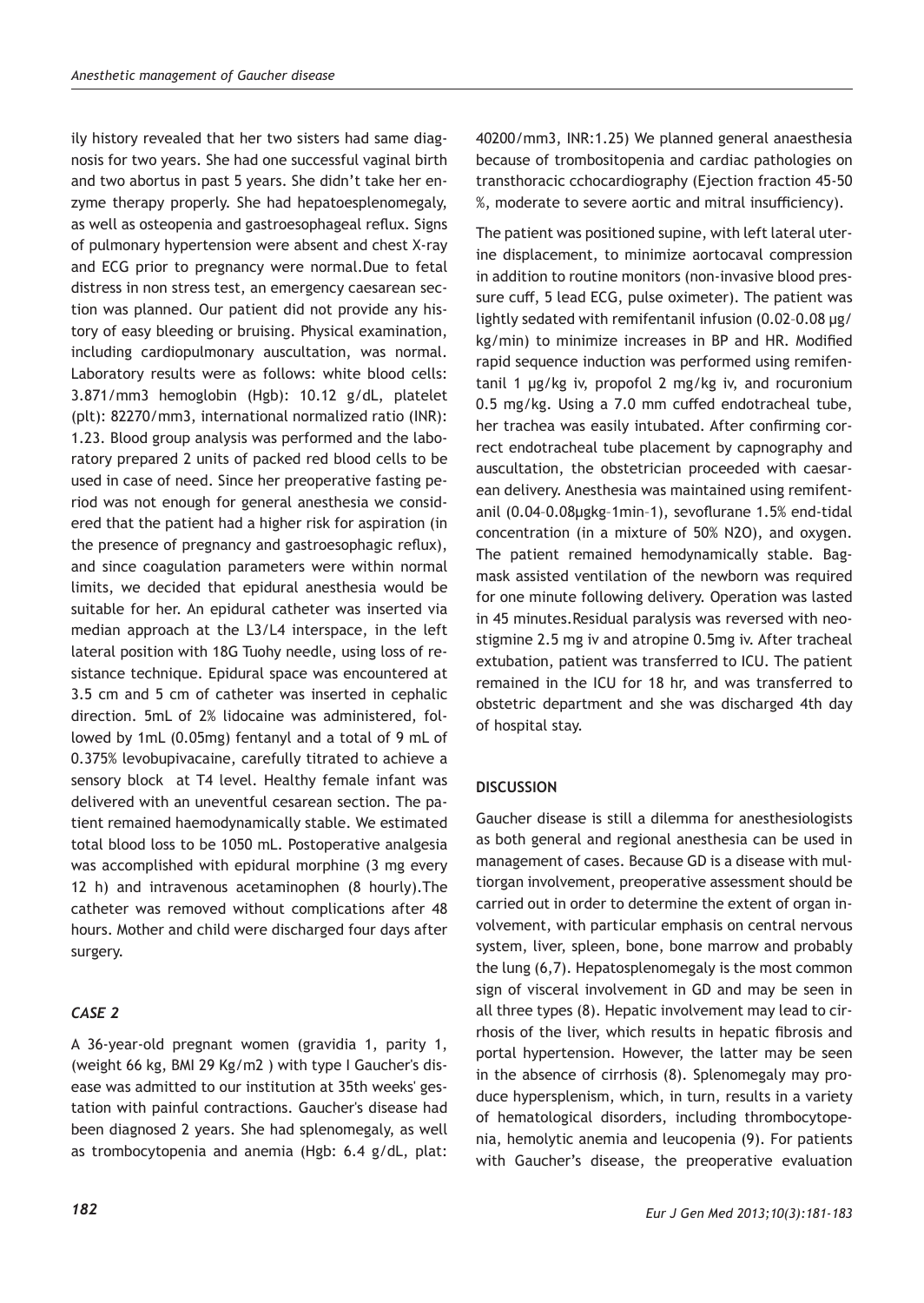ily history revealed that her two sisters had same diagnosis for two years. She had one successful vaginal birth and two abortus in past 5 years. She didn't take her enzyme therapy properly. She had hepatoesplenomegaly, as well as osteopenia and gastroesophageal reflux. Signs of pulmonary hypertension were absent and chest X-ray and ECG prior to pregnancy were normal.Due to fetal distress in non stress test, an emergency caesarean section was planned. Our patient did not provide any history of easy bleeding or bruising. Physical examination, including cardiopulmonary auscultation, was normal. Laboratory results were as follows: white blood cells: 3.871/mm3 hemoglobin (Hgb): 10.12 g/dL, platelet (plt): 82270/mm3, international normalized ratio (INR): 1.23. Blood group analysis was performed and the laboratory prepared 2 units of packed red blood cells to be used in case of need. Since her preoperative fasting period was not enough for general anesthesia we considered that the patient had a higher risk for aspiration (in the presence of pregnancy and gastroesophagic reflux), and since coagulation parameters were within normal limits, we decided that epidural anesthesia would be suitable for her. An epidural catheter was inserted via median approach at the L3/L4 interspace, in the left lateral position with 18G Tuohy needle, using loss of resistance technique. Epidural space was encountered at 3.5 cm and 5 cm of catheter was inserted in cephalic direction. 5mL of 2% lidocaine was administered, followed by 1mL (0.05mg) fentanyl and a total of 9 mL of 0.375% levobupivacaine, carefully titrated to achieve a sensory block at T4 level. Healthy female infant was delivered with an uneventful cesarean section. The patient remained haemodynamically stable. We estimated total blood loss to be 1050 mL. Postoperative analgesia was accomplished with epidural morphine (3 mg every 12 h) and intravenous acetaminophen (8 hourly).The catheter was removed without complications after 48 hours. Mother and child were discharged four days after surgery.

### *CASE 2*

A 36-year-old pregnant women (gravidia 1, parity 1, (weight 66 kg, BMI 29 Kg/m2 ) with type I Gaucher's disease was admitted to our institution at 35th weeks' gestation with painful contractions. Gaucher's disease had been diagnosed 2 years. She had splenomegaly, as well as trombocytopenia and anemia (Hgb: 6.4 g/dL, plat: 40200/mm3, INR:1.25) We planned general anaesthesia because of trombositopenia and cardiac pathologies on transthoracic cchocardiography (Ejection fraction 45-50 %, moderate to severe aortic and mitral insufficiency).

The patient was positioned supine, with left lateral uterine displacement, to minimize aortocaval compression in addition to routine monitors (non-invasive blood pressure cuff, 5 lead ECG, pulse oximeter). The patient was lightly sedated with remifentanil infusion (0.02–0.08 μg/kg/min) to minimize increases in BP and HR. Modified rapid sequence induction was performed using remifentanil 1 μg/kg iv, propofol 2 mg/kg iv, and rocuronium 0.5 mg/kg. Using a 7.0 mm cuffed endotracheal tube, her trachea was easily intubated. After confirming correct endotracheal tube placement by capnography and auscultation, the obstetrician proceeded with caesarean delivery. Anesthesia was maintained using remifentanil (0.04–0.08μgkg–1min–1), sevoflurane 1.5% end-tidal concentration (in a mixture of 50% N2O), and oxygen. The patient remained hemodynamically stable. Bag-mask assisted ventilation of the newborn was required for one minute following delivery. Operation was lasted in 45 minutes.Residual paralysis was reversed with neostigmine 2.5 mg iv and atropine 0.5mg iv. After tracheal extubation, patient was transferred to ICU. The patient remained in the ICU for 18 hr, and was transferred to obstetric department and she was discharged 4th day of hospital stay.

## DISCUSSION

Gaucher disease is still a dilemma for anesthesiologists as both general and regional anesthesia can be used in management of cases. Because GD is a disease with multiorgan involvement, preoperative assessment should be carried out in order to determine the extent of organ involvement, with particular emphasis on central nervous system, liver, spleen, bone, bone marrow and probably the lung (6,7). Hepatosplenomegaly is the most common sign of visceral involvement in GD and may be seen in all three types (8). Hepatic involvement may lead to cirrhosis of the liver, which results in hepatic fibrosis and portal hypertension. However, the latter may be seen in the absence of cirrhosis (8). Splenomegaly may produce hypersplenism, which, in turn, results in a variety of hematological disorders, including thrombocytopenia, hemolytic anemia and leucopenia (9). For patients with Gaucher's disease, the preoperative evaluation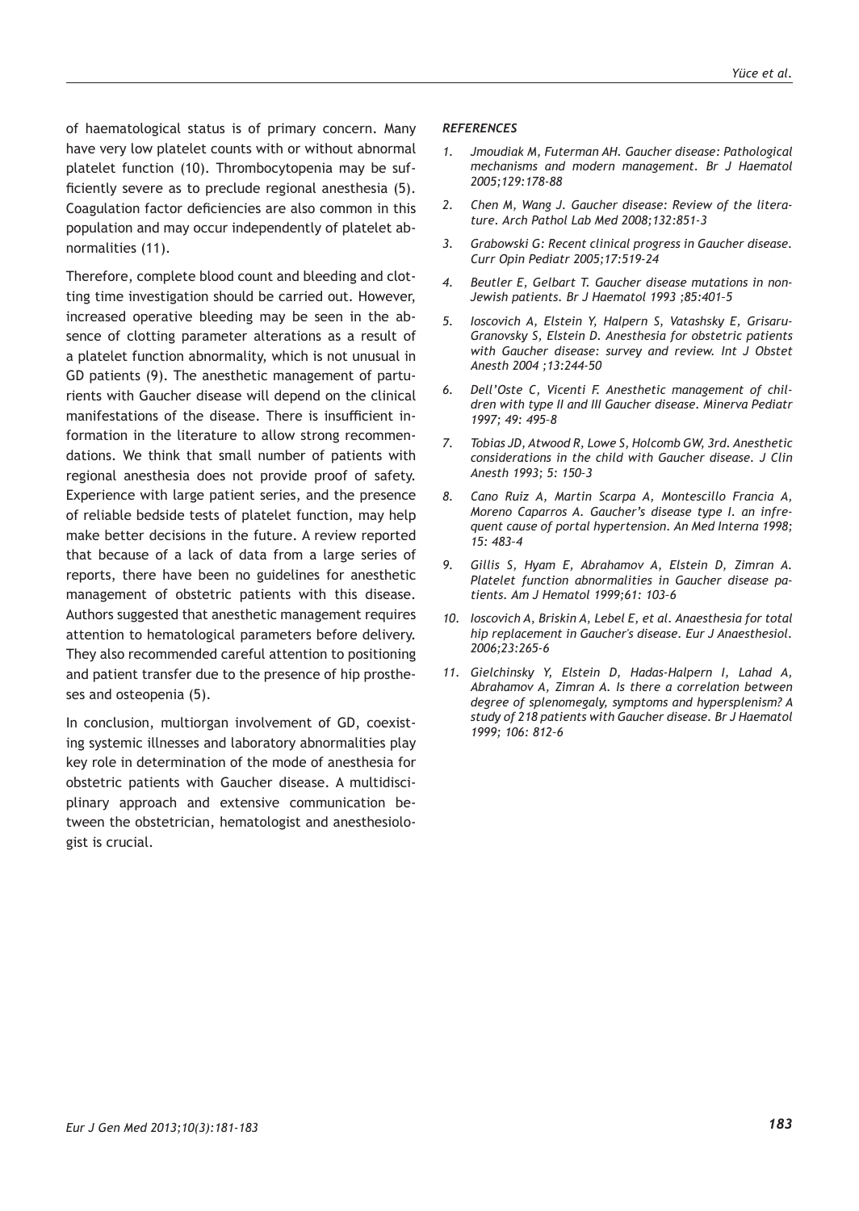of haematological status is of primary concern. Many have very low platelet counts with or without abnormal platelet function (10). Thrombocytopenia may be sufficiently severe as to preclude regional anesthesia (5). Coagulation factor deficiencies are also common in this population and may occur independently of platelet abnormalities (11).

Therefore, complete blood count and bleeding and clotting time investigation should be carried out. However, increased operative bleeding may be seen in the absence of clotting parameter alterations as a result of a platelet function abnormality, which is not unusual in GD patients (9). The anesthetic management of parturients with Gaucher disease will depend on the clinical manifestations of the disease. There is insufficient information in the literature to allow strong recommendations. We think that small number of patients with regional anesthesia does not provide proof of safety. Experience with large patient series, and the presence of reliable bedside tests of platelet function, may help make better decisions in the future. A review reported that because of a lack of data from a large series of reports, there have been no guidelines for anesthetic management of obstetric patients with this disease. Authors suggested that anesthetic management requires attention to hematological parameters before delivery. They also recommended careful attention to positioning and patient transfer due to the presence of hip prostheses and osteopenia (5).

In conclusion, multiorgan involvement of GD, coexisting systemic illnesses and laboratory abnormalities play key role in determination of the mode of anesthesia for obstetric patients with Gaucher disease. A multidisciplinary approach and extensive communication between the obstetrician, hematologist and anesthesiologist is crucial.

### *REFERENCES*

1. *Jmoudiak M, Futerman AH. Gaucher disease: Pathological mechanisms and modern management. Br J Haematol 2005;129:178-88*
2. *Chen M, Wang J. Gaucher disease: Review of the literature. Arch Pathol Lab Med 2008;132:851-3*
3. *Grabowski G: Recent clinical progress in Gaucher disease. Curr Opin Pediatr 2005;17:519-24*
4. *Beutler E, Gelbart T. Gaucher disease mutations in non-Jewish patients. Br J Haematol 1993 ;85:401-5*
5. *Ioscovich A, Elstein Y, Halpern S, Vatashsky E, Grisaru-Granovsky S, Elstein D. Anesthesia for obstetric patients with Gaucher disease: survey and review. Int J Obstet Anesth 2004 ;13:244-50*
6. *Dell'Oste C, Vicenti F. Anesthetic management of children with type II and III Gaucher disease. Minerva Pediatr 1997; 49: 495-8*
7. *Tobias JD, Atwood R, Lowe S, Holcomb GW, 3rd. Anesthetic considerations in the child with Gaucher disease. J Clin Anesth 1993; 5: 150-3*
8. *Cano Ruiz A, Martin Scarpa A, Montescillo Francia A, Moreno Caparros A. Gaucher's disease type I. an infrequent cause of portal hypertension. An Med Interna 1998; 15: 483-4*
9. *Gillis S, Hyam E, Abrahamov A, Elstein D, Zimran A. Platelet function abnormalities in Gaucher disease patients. Am J Hematol 1999;61: 103-6*
10. *Ioscovich A, Briskin A, Lebel E, et al. Anaesthesia for total hip replacement in Gaucher's disease. Eur J Anaesthesiol. 2006;23:265-6*
11. *Gielchinsky Y, Elstein D, Hadas-Halpern I, Lahad A, Abrahamov A, Zimran A. Is there a correlation between degree of splenomegaly, symptoms and hypersplenism? A study of 218 patients with Gaucher disease. Br J Haematol 1999; 106: 812-6*